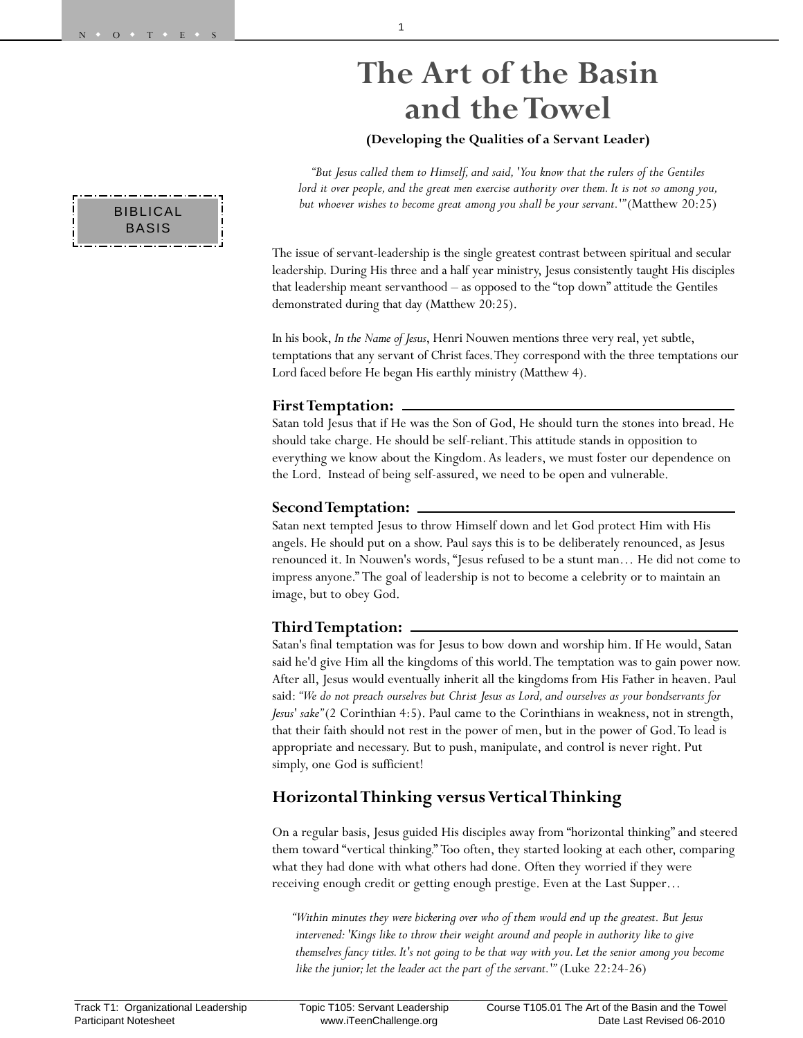# The Art of the Basin and the Towel

**(Developing the Qualities of a Servant Leader)**

BIBLICAL BASIS

*"But Jesus called them to Himself, and said, 'You know that the rulers of the Gentiles lord it over people, and the great men exercise authority over them. It is not so among you, but whoever wishes to become great among you shall be your servant.'"* (Matthew 20:25)

The issue of servant-leadership is the single greatest contrast between spiritual and secular leadership. During His three and a half year ministry, Jesus consistently taught His disciples that leadership meant servanthood – as opposed to the "top down" attitude the Gentiles demonstrated during that day (Matthew 20:25).

In his book, *In the Name of Jesus*, Henri Nouwen mentions three very real, yet subtle, temptations that any servant of Christ faces. They correspond with the three temptations our Lord faced before He began His earthly ministry (Matthew 4).

### First Temptation: ______________________________

Satan told Jesus that if He was the Son of God, He should turn the stones into bread. He should take charge. He should be self-reliant. This attitude stands in opposition to everything we know about the Kingdom. As leaders, we must foster our dependence on the Lord. Instead of being self-assured, we need to be open and vulnerable.

### Second Temptation: ______________________________

Satan next tempted Jesus to throw Himself down and let God protect Him with His angels. He should put on a show. Paul says this is to be deliberately renounced, as Jesus renounced it. In Nouwen's words, "Jesus refused to be a stunt man… He did not come to impress anyone." The goal of leadership is not to become a celebrity or to maintain an image, but to obey God.

### Third Temptation: ______________________________

Satan's final temptation was for Jesus to bow down and worship him. If He would, Satan said he'd give Him all the kingdoms of this world. The temptation was to gain power now. After all, Jesus would eventually inherit all the kingdoms from His Father in heaven. Paul said: *"We do not preach ourselves but Christ Jesus as Lord, and ourselves as your bondservants for Jesus' sake"* (2 Corinthian 4:5). Paul came to the Corinthians in weakness, not in strength, that their faith should not rest in the power of men, but in the power of God. To lead is appropriate and necessary. But to push, manipulate, and control is never right. Put simply, one God is sufficient!

## Horizontal Thinking versus Vertical Thinking

On a regular basis, Jesus guided His disciples away from "horizontal thinking" and steered them toward "vertical thinking." Too often, they started looking at each other, comparing what they had done with what others had done. Often they worried if they were receiving enough credit or getting enough prestige. Even at the Last Supper…

> *"Within minutes they were bickering over who of them would end up the greatest. But Jesus intervened: 'Kings like to throw their weight around and people in authority like to give themselves fancy titles. It's not going to be that way with you. Let the senior among you become like the junior; let the leader act the part of the servant.'"* (Luke 22:24-26)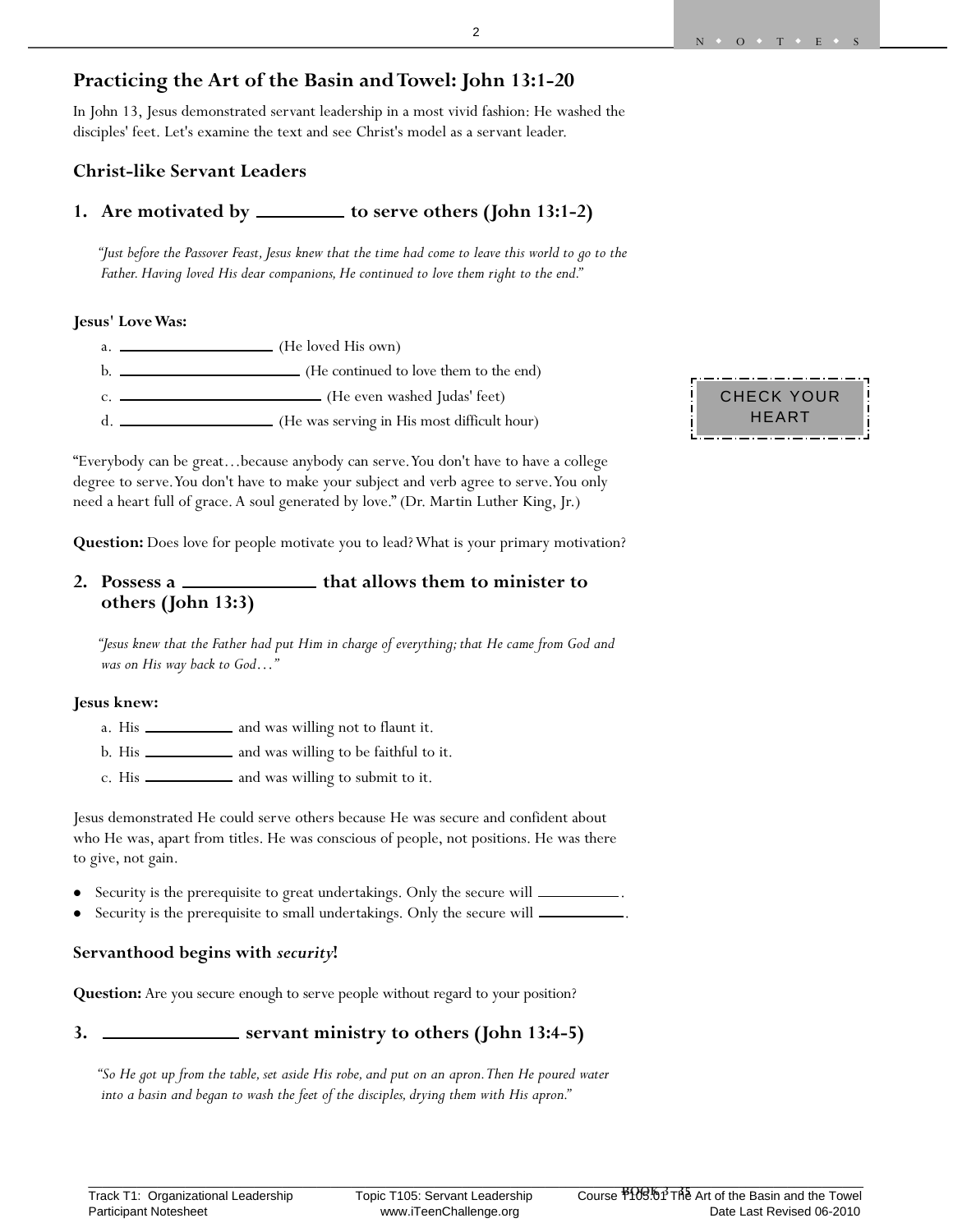## Practicing the Art of the Basin and Towel: John 13:1-20

In John 13, Jesus demonstrated servant leadership in a most vivid fashion: He washed the disciples' feet. Let's examine the text and see Christ's model as a servant leader.

### Christ-like Servant Leaders

### 1. Are motivated by _________ to serve others (John 13:1-2)

> *"Just before the Passover Feast, Jesus knew that the time had come to leave this world to go to the Father. Having loved His dear companions, He continued to love them right to the end."*

**Jesus' Love Was:**

a. __________________ (He loved His own)
b. ____________________ (He continued to love them to the end)
c. ______________________ (He even washed Judas' feet)
d. __________________ (He was serving in His most difficult hour)

CHECK YOUR HEART

"Everybody can be great…because anybody can serve. You don't have to have a college degree to serve. You don't have to make your subject and verb agree to serve. You only need a heart full of grace. A soul generated by love." (Dr. Martin Luther King, Jr.)

**Question:** Does love for people motivate you to lead? What is your primary motivation?

### 2. Possess a ______________ that allows them to minister to others (John 13:3)

> *"Jesus knew that the Father had put Him in charge of everything; that He came from God and was on His way back to God…"*

**Jesus knew:**

a. His __________ and was willing not to flaunt it.
b. His __________ and was willing to be faithful to it.
c. His __________ and was willing to submit to it.

Jesus demonstrated He could serve others because He was secure and confident about who He was, apart from titles. He was conscious of people, not positions. He was there to give, not gain.

- Security is the prerequisite to great undertakings. Only the secure will _________.
- Security is the prerequisite to small undertakings. Only the secure will _________.

**Servanthood begins with *security*!**

**Question:** Are you secure enough to serve people without regard to your position?

### 3. ______________ servant ministry to others (John 13:4-5)

> *"So He got up from the table, set aside His robe, and put on an apron. Then He poured water into a basin and began to wash the feet of the disciples, drying them with His apron."*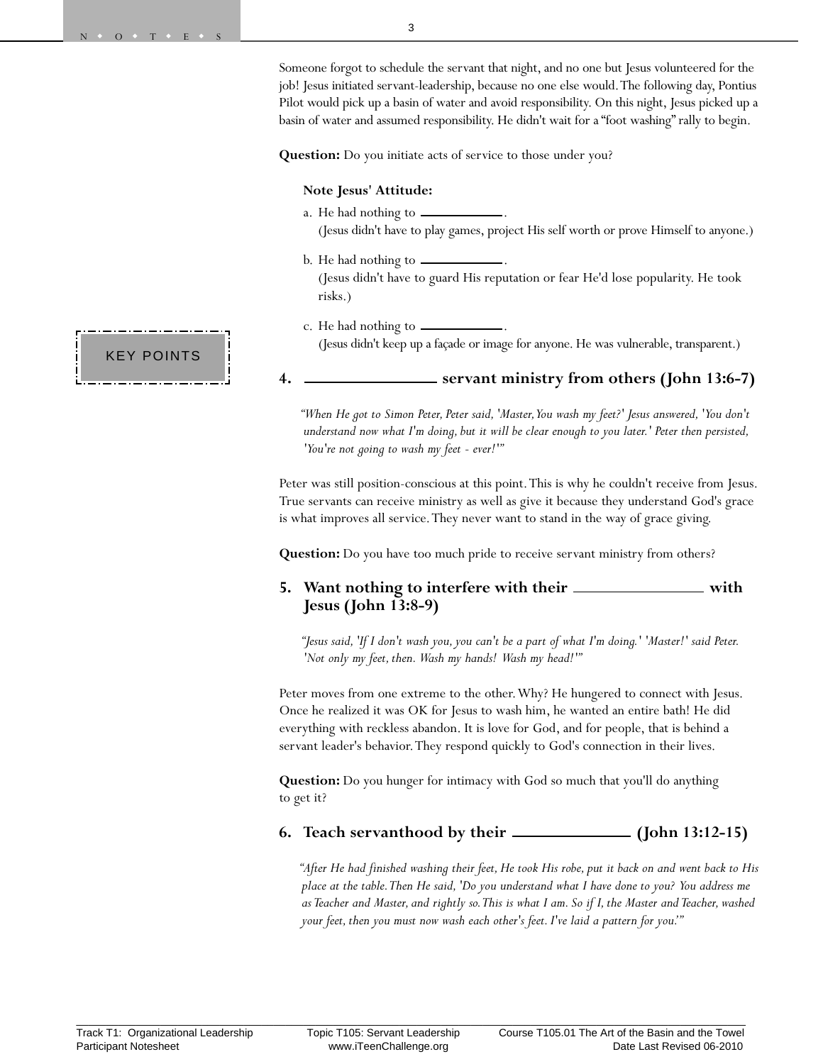Someone forgot to schedule the servant that night, and no one but Jesus volunteered for the job! Jesus initiated servant-leadership, because no one else would. The following day, Pontius Pilot would pick up a basin of water and avoid responsibility. On this night, Jesus picked up a basin of water and assumed responsibility. He didn't wait for a "foot washing" rally to begin.

**Question:** Do you initiate acts of service to those under you?

**Note Jesus' Attitude:**

a. He had nothing to ___________.
(Jesus didn't have to play games, project His self worth or prove Himself to anyone.)

b. He had nothing to ___________.
(Jesus didn't have to guard His reputation or fear He'd lose popularity. He took risks.)

c. He had nothing to ___________.
(Jesus didn't keep up a façade or image for anyone. He was vulnerable, transparent.)

KEY POINTS

### 4. _______________ servant ministry from others (John 13:6-7)

*"When He got to Simon Peter, Peter said, 'Master, You wash my feet?' Jesus answered, 'You don't understand now what I'm doing, but it will be clear enough to you later.' Peter then persisted, 'You're not going to wash my feet - ever!'"*

Peter was still position-conscious at this point. This is why he couldn't receive from Jesus. True servants can receive ministry as well as give it because they understand God's grace is what improves all service. They never want to stand in the way of grace giving.

**Question:** Do you have too much pride to receive servant ministry from others?

### 5. Want nothing to interfere with their _______________ with Jesus (John 13:8-9)

*"Jesus said, 'If I don't wash you, you can't be a part of what I'm doing.' 'Master!' said Peter. 'Not only my feet, then. Wash my hands! Wash my head!'"*

Peter moves from one extreme to the other. Why? He hungered to connect with Jesus. Once he realized it was OK for Jesus to wash him, he wanted an entire bath! He did everything with reckless abandon. It is love for God, and for people, that is behind a servant leader's behavior. They respond quickly to God's connection in their lives.

**Question:** Do you hunger for intimacy with God so much that you'll do anything to get it?

### 6. Teach servanthood by their _______________ (John 13:12-15)

*"After He had finished washing their feet, He took His robe, put it back on and went back to His place at the table. Then He said, 'Do you understand what I have done to you? You address me as Teacher and Master, and rightly so. This is what I am. So if I, the Master and Teacher, washed your feet, then you must now wash each other's feet. I've laid a pattern for you.'"*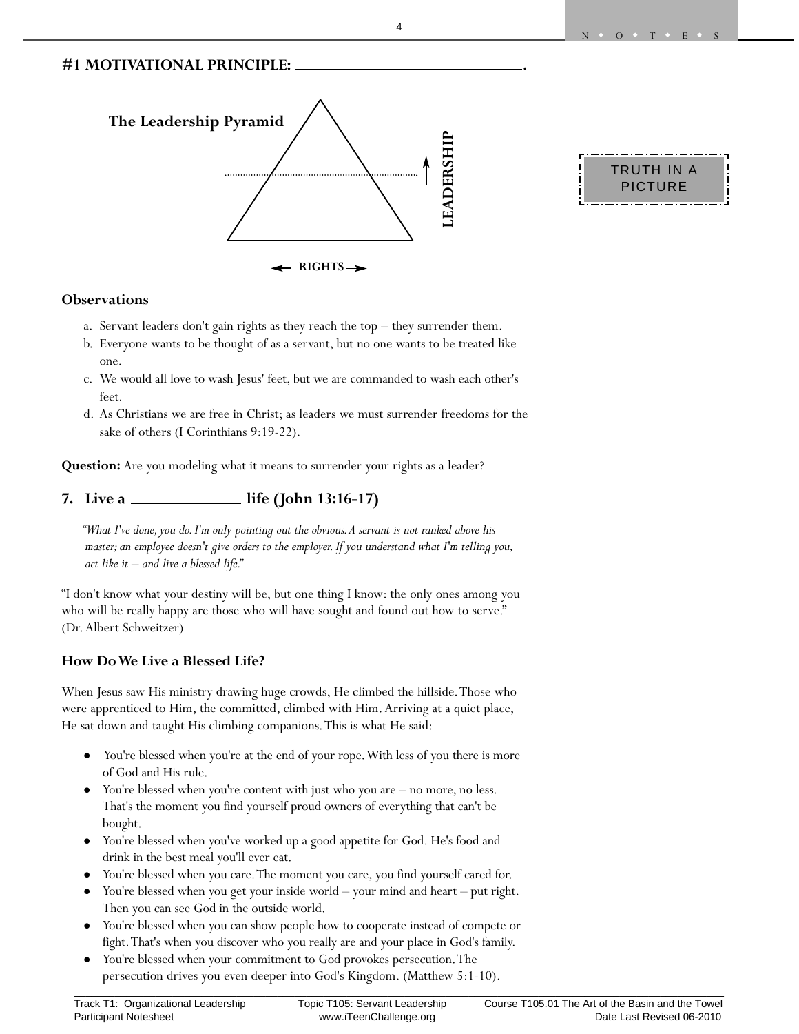### #1 MOTIVATIONAL PRINCIPLE: ____________________________.

**The Leadership Pyramid**

LEADERSHIP

RIGHTS

TRUTH IN A PICTURE

### Observations

a. Servant leaders don't gain rights as they reach the top – they surrender them.
b. Everyone wants to be thought of as a servant, but no one wants to be treated like one.
c. We would all love to wash Jesus' feet, but we are commanded to wash each other's feet.
d. As Christians we are free in Christ; as leaders we must surrender freedoms for the sake of others (I Corinthians 9:19-22).

**Question:** Are you modeling what it means to surrender your rights as a leader?

## 7. Live a ______________ life (John 13:16-17)

> *"What I've done, you do. I'm only pointing out the obvious. A servant is not ranked above his master; an employee doesn't give orders to the employer. If you understand what I'm telling you, act like it – and live a blessed life."*

"I don't know what your destiny will be, but one thing I know: the only ones among you who will be really happy are those who will have sought and found out how to serve." (Dr. Albert Schweitzer)

### How Do We Live a Blessed Life?

When Jesus saw His ministry drawing huge crowds, He climbed the hillside. Those who were apprenticed to Him, the committed, climbed with Him. Arriving at a quiet place, He sat down and taught His climbing companions. This is what He said:

- You're blessed when you're at the end of your rope. With less of you there is more of God and His rule.
- You're blessed when you're content with just who you are – no more, no less. That's the moment you find yourself proud owners of everything that can't be bought.
- You're blessed when you've worked up a good appetite for God. He's food and drink in the best meal you'll ever eat.
- You're blessed when you care. The moment you care, you find yourself cared for.
- You're blessed when you get your inside world – your mind and heart – put right. Then you can see God in the outside world.
- You're blessed when you can show people how to cooperate instead of compete or fight. That's when you discover who you really are and your place in God's family.
- You're blessed when your commitment to God provokes persecution. The persecution drives you even deeper into God's Kingdom. (Matthew 5:1-10).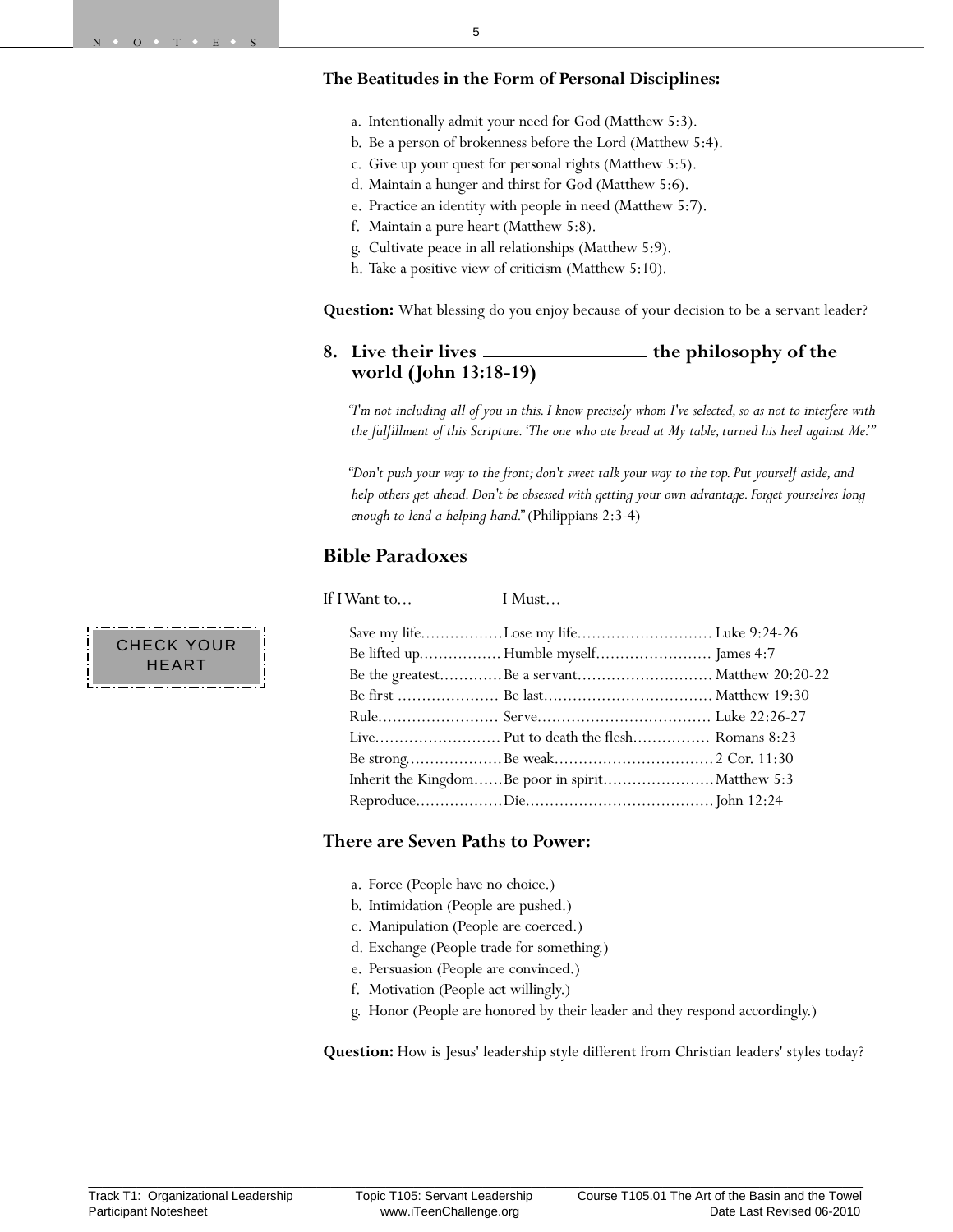**The Beatitudes in the Form of Personal Disciplines:**

a. Intentionally admit your need for God (Matthew 5:3).
b. Be a person of brokenness before the Lord (Matthew 5:4).
c. Give up your quest for personal rights (Matthew 5:5).
d. Maintain a hunger and thirst for God (Matthew 5:6).
e. Practice an identity with people in need (Matthew 5:7).
f. Maintain a pure heart (Matthew 5:8).
g. Cultivate peace in all relationships (Matthew 5:9).
h. Take a positive view of criticism (Matthew 5:10).

**Question:** What blessing do you enjoy because of your decision to be a servant leader?

### 8. Live their lives ________________ the philosophy of the world (John 13:18-19)

*"I'm not including all of you in this. I know precisely whom I've selected, so as not to interfere with the fulfillment of this Scripture. 'The one who ate bread at My table, turned his heel against Me.'"*

*"Don't push your way to the front; don't sweet talk your way to the top. Put yourself aside, and help others get ahead. Don't be obsessed with getting your own advantage. Forget yourselves long enough to lend a helping hand."* (Philippians 2:3-4)

## Bible Paradoxes

CHECK YOUR HEART

| If I Want to… | I Must… | |
|---|---|---|
| Save my life | Lose my life | Luke 9:24-26 |
| Be lifted up | Humble myself | James 4:7 |
| Be the greatest | Be a servant | Matthew 20:20-22 |
| Be first | Be last | Matthew 19:30 |
| Rule | Serve | Luke 22:26-27 |
| Live | Put to death the flesh | Romans 8:23 |
| Be strong | Be weak | 2 Cor. 11:30 |
| Inherit the Kingdom | Be poor in spirit | Matthew 5:3 |
| Reproduce | Die | John 12:24 |

**There are Seven Paths to Power:**

a. Force (People have no choice.)
b. Intimidation (People are pushed.)
c. Manipulation (People are coerced.)
d. Exchange (People trade for something.)
e. Persuasion (People are convinced.)
f. Motivation (People act willingly.)
g. Honor (People are honored by their leader and they respond accordingly.)

**Question:** How is Jesus' leadership style different from Christian leaders' styles today?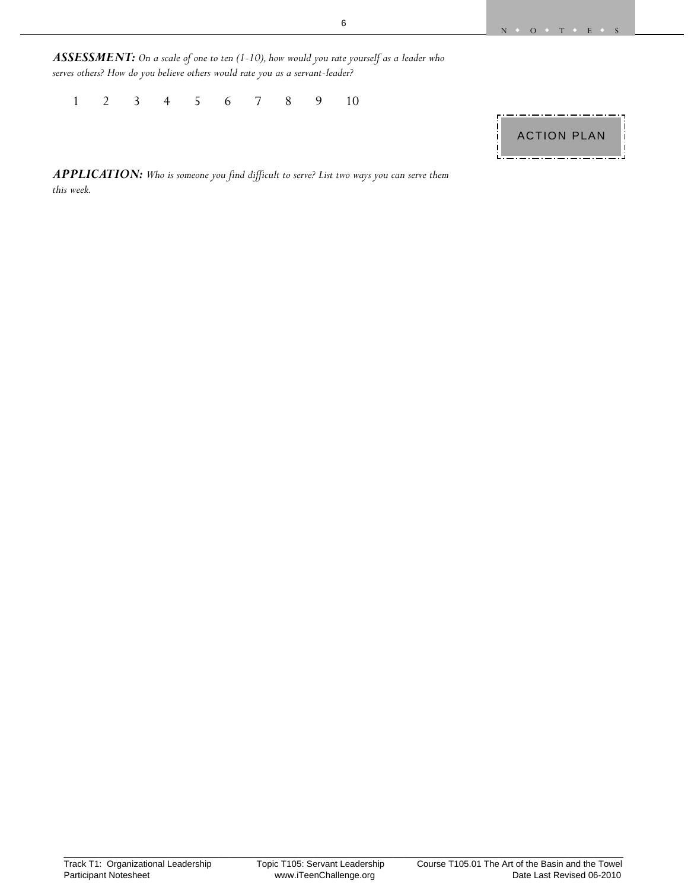***ASSESSMENT:*** *On a scale of one to ten (1-10), how would you rate yourself as a leader who serves others? How do you believe others would rate you as a servant-leader?*

1 2 3 4 5 6 7 8 9 10

ACTION PLAN

***APPLICATION:*** *Who is someone you find difficult to serve? List two ways you can serve them this week.*